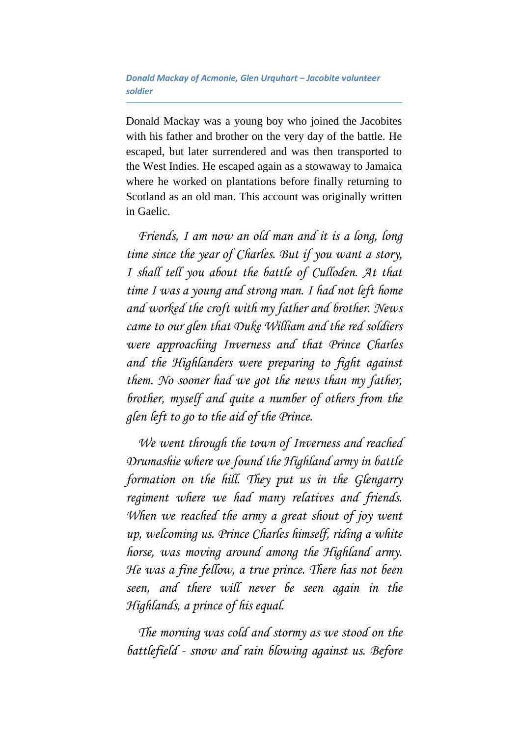### *Donald Mackay of Acmonie, Glen Urquhart – Jacobite volunteer soldier*

Donald Mackay was a young boy who joined the Jacobites with his father and brother on the very day of the battle. He escaped, but later surrendered and was then transported to the West Indies. He escaped again as a stowaway to Jamaica where he worked on plantations before finally returning to Scotland as an old man. This account was originally written in Gaelic.

*Friends, I am now an old man and it is a long, long time since the year of Charles. But if you want a story, I shall tell you about the battle of Culloden. At that time I was a young and strong man. I had not left home and worked the croft with my father and brother. News came to our glen that Duke William and the red soldiers were approaching Inverness and that Prince Charles and the Highlanders were preparing to fight against them. No sooner had we got the news than my father, brother, myself and quite a number of others from the glen left to go to the aid of the Prince.*

*We went through the town of Inverness and reached Drumashie where we found the Highland army in battle formation on the hill. They put us in the Glengarry regiment where we had many relatives and friends. When we reached the army a great shout of joy went up, welcoming us. Prince Charles himself, riding a white horse, was moving around among the Highland army. He was a fine fellow, a true prince. There has not been seen, and there will never be seen again in the Highlands, a prince of his equal.*

*The morning was cold and stormy as we stood on the battlefield - snow and rain blowing against us. Before*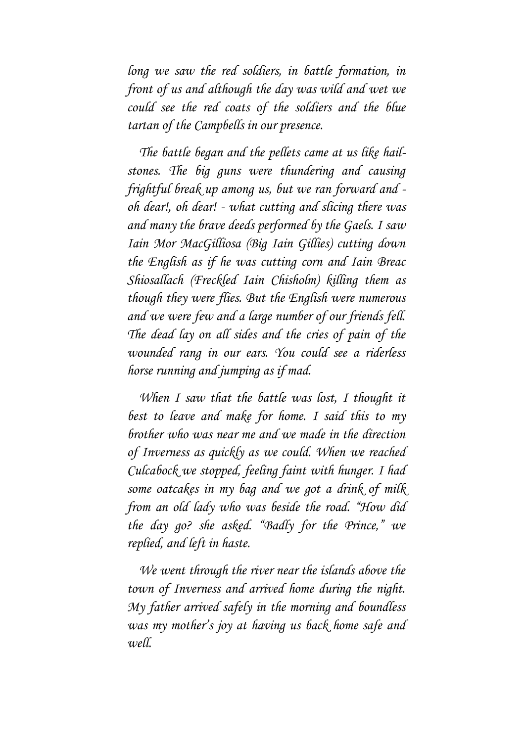*long we saw the red soldiers, in battle formation, in front of us and although the day was wild and wet we could see the red coats of the soldiers and the blue tartan of the Campbells in our presence.*

*The battle began and the pellets came at us like hail-stones. The big guns were thundering and causing frightful break up among us, but we ran forward and - oh dear!, oh dear! - what cutting and slicing there was and many the brave deeds performed by the Gaels. I saw Iain Mor MacGilliosa (Big Iain Gillies) cutting down the English as if he was cutting corn and Iain Breac Shiosallach (Freckled Iain Chisholm) killing them as though they were flies. But the English were numerous and we were few and a large number of our friends fell. The dead lay on all sides and the cries of pain of the wounded rang in our ears. You could see a riderless horse running and jumping as if mad.*

*When I saw that the battle was lost, I thought it best to leave and make for home. I said this to my brother who was near me and we made in the direction of Inverness as quickly as we could. When we reached Culcabock we stopped, feeling faint with hunger. I had some oatcakes in my bag and we got a drink of milk from an old lady who was beside the road. "How did the day go? she asked. "Badly for the Prince," we replied, and left in haste.*

*We went through the river near the islands above the town of Inverness and arrived home during the night. My father arrived safely in the morning and boundless was my mother's joy at having us back home safe and well.*